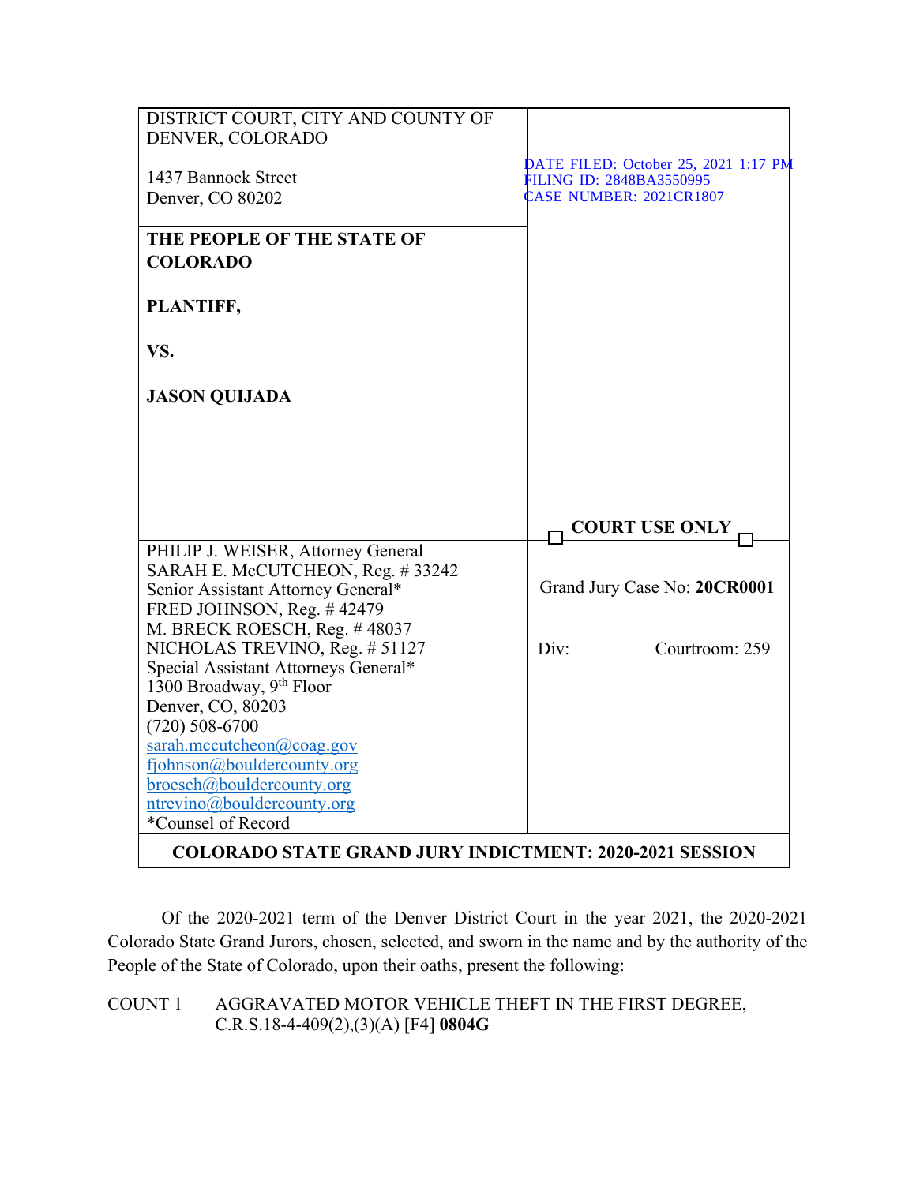| DISTRICT COURT, CITY AND COUNTY OF DENVER, COLORADO<br><br>1437 Bannock Street<br>Denver, CO 80202 | DATE FILED: October 25, 2021 1:17 PM<br>FILING ID: 2848BA3550995<br>CASE NUMBER: 2021CR1807 |
|---|---|
| **THE PEOPLE OF THE STATE OF COLORADO**<br><br>**PLANTIFF,**<br><br>**VS.**<br><br>**JASON QUIJADA** | **COURT USE ONLY** |
| PHILIP J. WEISER, Attorney General<br>SARAH E. McCUTCHEON, Reg. # 33242<br>Senior Assistant Attorney General*<br>FRED JOHNSON, Reg. # 42479<br>M. BRECK ROESCH, Reg. # 48037<br>NICHOLAS TREVINO, Reg. # 51127<br>Special Assistant Attorneys General*<br>1300 Broadway, 9th Floor<br>Denver, CO, 80203<br>(720) 508-6700<br>sarah.mccutcheon@coag.gov<br>fjohnson@bouldercounty.org<br>broesch@bouldercounty.org<br>ntrevino@bouldercounty.org<br>*Counsel of Record | Grand Jury Case No: **20CR0001**<br><br>Div: Courtroom: 259 |

**COLORADO STATE GRAND JURY INDICTMENT: 2020-2021 SESSION**

Of the 2020-2021 term of the Denver District Court in the year 2021, the 2020-2021 Colorado State Grand Jurors, chosen, selected, and sworn in the name and by the authority of the People of the State of Colorado, upon their oaths, present the following:

COUNT 1 AGGRAVATED MOTOR VEHICLE THEFT IN THE FIRST DEGREE, C.R.S.18-4-409(2),(3)(A) [F4] **0804G**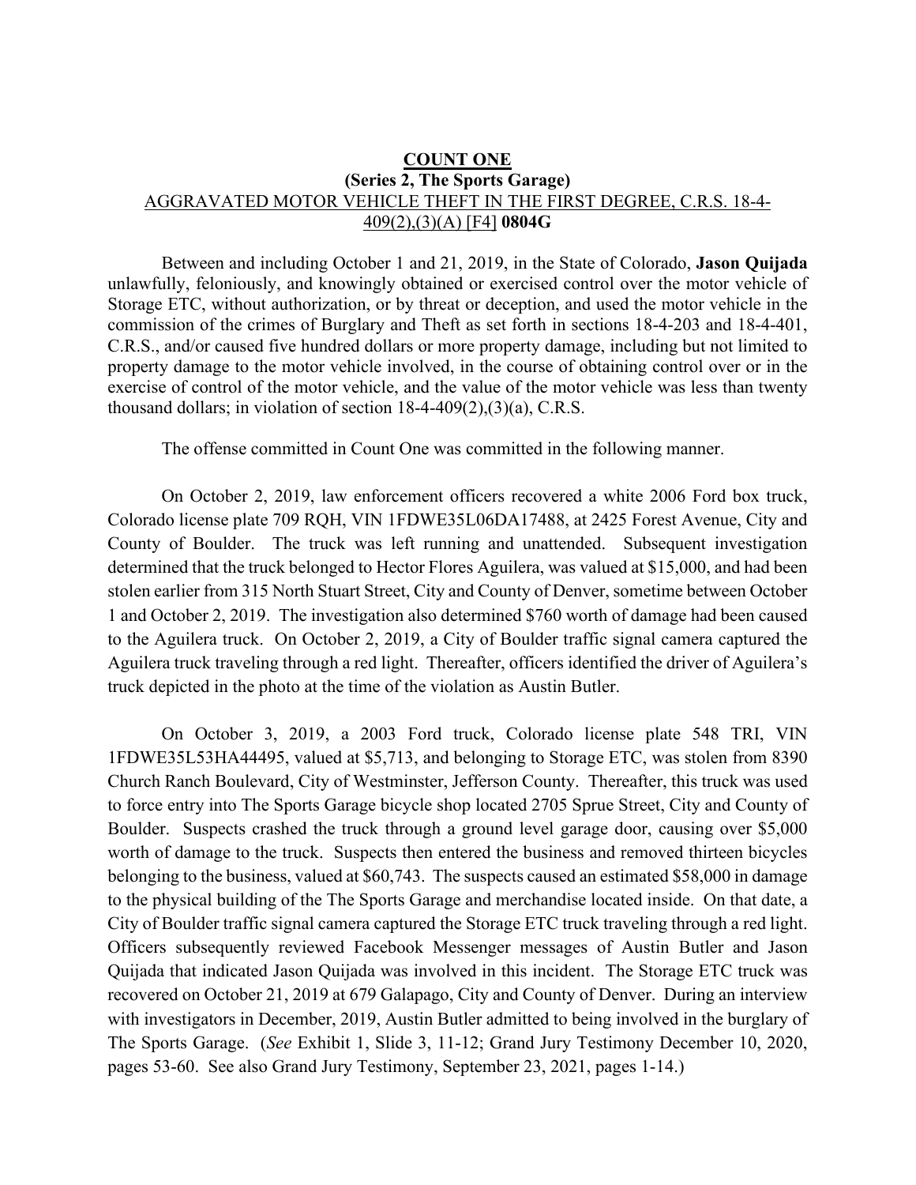**COUNT ONE**

**(Series 2, The Sports Garage)**

AGGRAVATED MOTOR VEHICLE THEFT IN THE FIRST DEGREE, C.R.S. 18-4-409(2),(3)(A) [F4] **0804G**

Between and including October 1 and 21, 2019, in the State of Colorado, **Jason Quijada** unlawfully, feloniously, and knowingly obtained or exercised control over the motor vehicle of Storage ETC, without authorization, or by threat or deception, and used the motor vehicle in the commission of the crimes of Burglary and Theft as set forth in sections 18-4-203 and 18-4-401, C.R.S., and/or caused five hundred dollars or more property damage, including but not limited to property damage to the motor vehicle involved, in the course of obtaining control over or in the exercise of control of the motor vehicle, and the value of the motor vehicle was less than twenty thousand dollars; in violation of section 18-4-409(2),(3)(a), C.R.S.

The offense committed in Count One was committed in the following manner.

On October 2, 2019, law enforcement officers recovered a white 2006 Ford box truck, Colorado license plate 709 RQH, VIN 1FDWE35L06DA17488, at 2425 Forest Avenue, City and County of Boulder. The truck was left running and unattended. Subsequent investigation determined that the truck belonged to Hector Flores Aguilera, was valued at $15,000, and had been stolen earlier from 315 North Stuart Street, City and County of Denver, sometime between October 1 and October 2, 2019. The investigation also determined $760 worth of damage had been caused to the Aguilera truck. On October 2, 2019, a City of Boulder traffic signal camera captured the Aguilera truck traveling through a red light. Thereafter, officers identified the driver of Aguilera's truck depicted in the photo at the time of the violation as Austin Butler.

On October 3, 2019, a 2003 Ford truck, Colorado license plate 548 TRI, VIN 1FDWE35L53HA44495, valued at $5,713, and belonging to Storage ETC, was stolen from 8390 Church Ranch Boulevard, City of Westminster, Jefferson County. Thereafter, this truck was used to force entry into The Sports Garage bicycle shop located 2705 Sprue Street, City and County of Boulder. Suspects crashed the truck through a ground level garage door, causing over $5,000 worth of damage to the truck. Suspects then entered the business and removed thirteen bicycles belonging to the business, valued at $60,743. The suspects caused an estimated $58,000 in damage to the physical building of the The Sports Garage and merchandise located inside. On that date, a City of Boulder traffic signal camera captured the Storage ETC truck traveling through a red light. Officers subsequently reviewed Facebook Messenger messages of Austin Butler and Jason Quijada that indicated Jason Quijada was involved in this incident. The Storage ETC truck was recovered on October 21, 2019 at 679 Galapago, City and County of Denver. During an interview with investigators in December, 2019, Austin Butler admitted to being involved in the burglary of The Sports Garage. (*See* Exhibit 1, Slide 3, 11-12; Grand Jury Testimony December 10, 2020, pages 53-60. See also Grand Jury Testimony, September 23, 2021, pages 1-14.)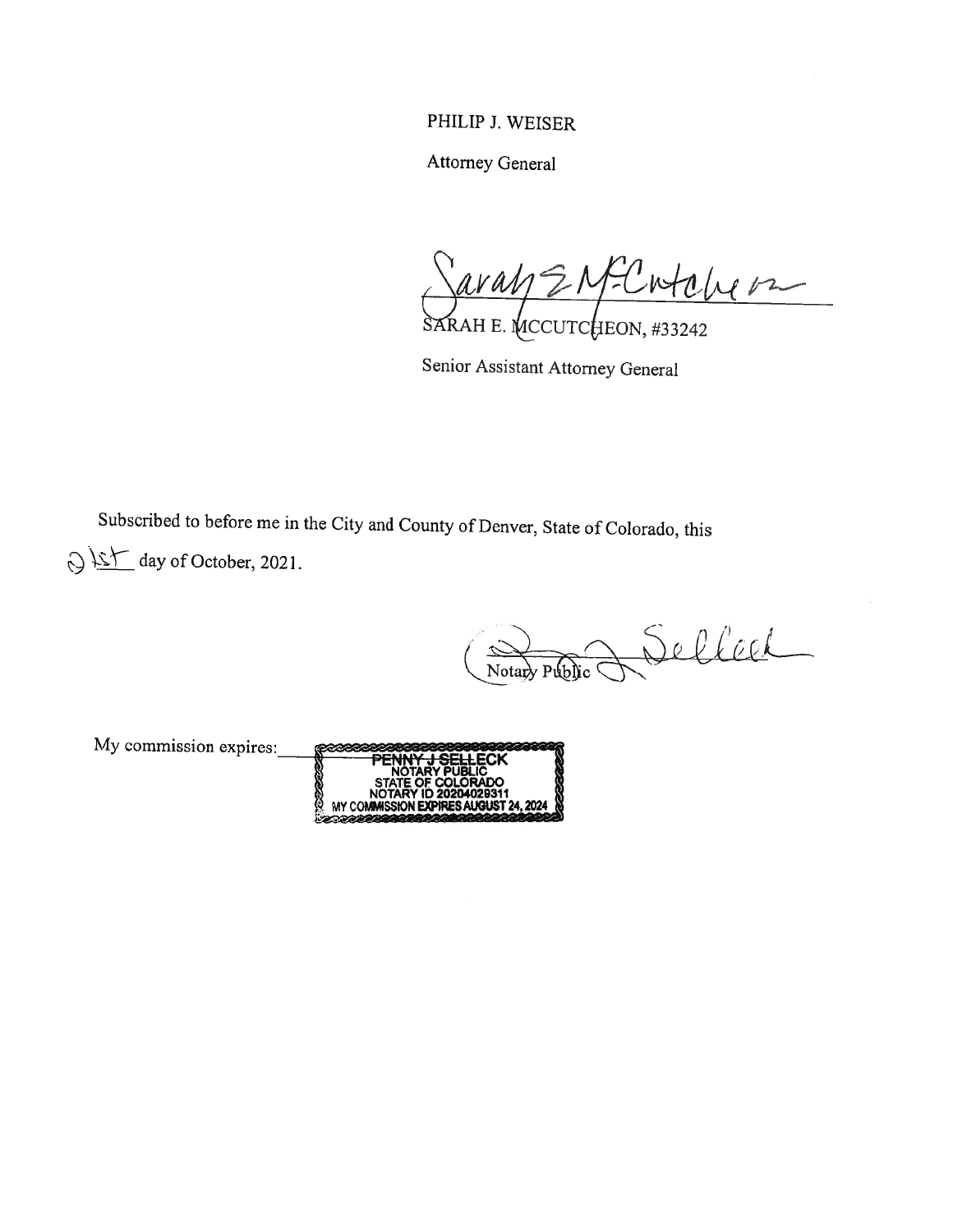PHILIP J. WEISER

Attorney General

Sarah E McCutcheon

SARAH E. MCCUTCHEON, #33242

Senior Assistant Attorney General

Subscribed to before me in the City and County of Denver, State of Colorado, this 21st day of October, 2021.

Penny J Selleck

Notary Public

My commission expires:

PENNY J SELLECK
NOTARY PUBLIC
STATE OF COLORADO
NOTARY ID 20204029311
MY COMMISSION EXPIRES AUGUST 24, 2024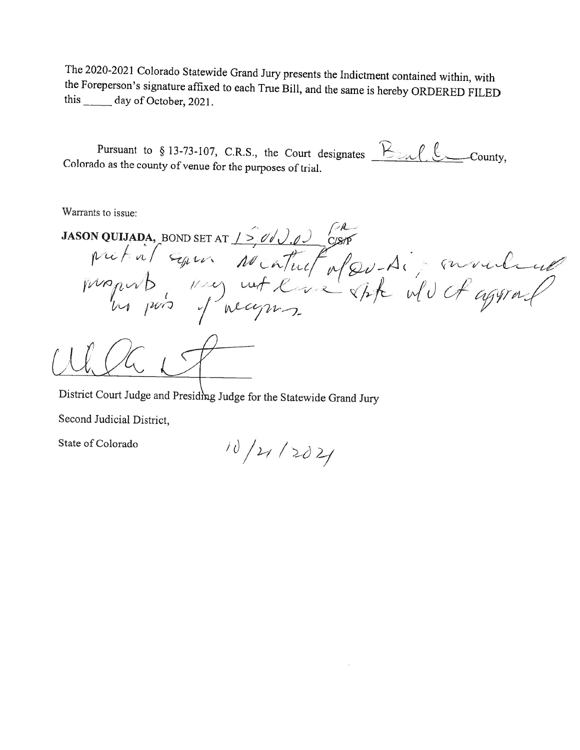The 2020-2021 Colorado Statewide Grand Jury presents the Indictment contained within, with the Foreperson's signature affixed to each True Bill, and the same is hereby ORDERED FILED this _____ day of October, 2021.

Pursuant to § 13-73-107, C.R.S., the Court designates Boulder County, Colorado as the county of venue for the purposes of trial.

Warrants to issue:

**JASON QUIJADA,** BOND SET AT 15,000.00 ~~C/S/P~~ PR
pretrial supervision no contact w/ co-Ds; monitored sobriety; may not leave state w/o ct approval; no poss of weapons.

District Court Judge and Presiding Judge for the Statewide Grand Jury

Second Judicial District,

State of Colorado

10/21/2021